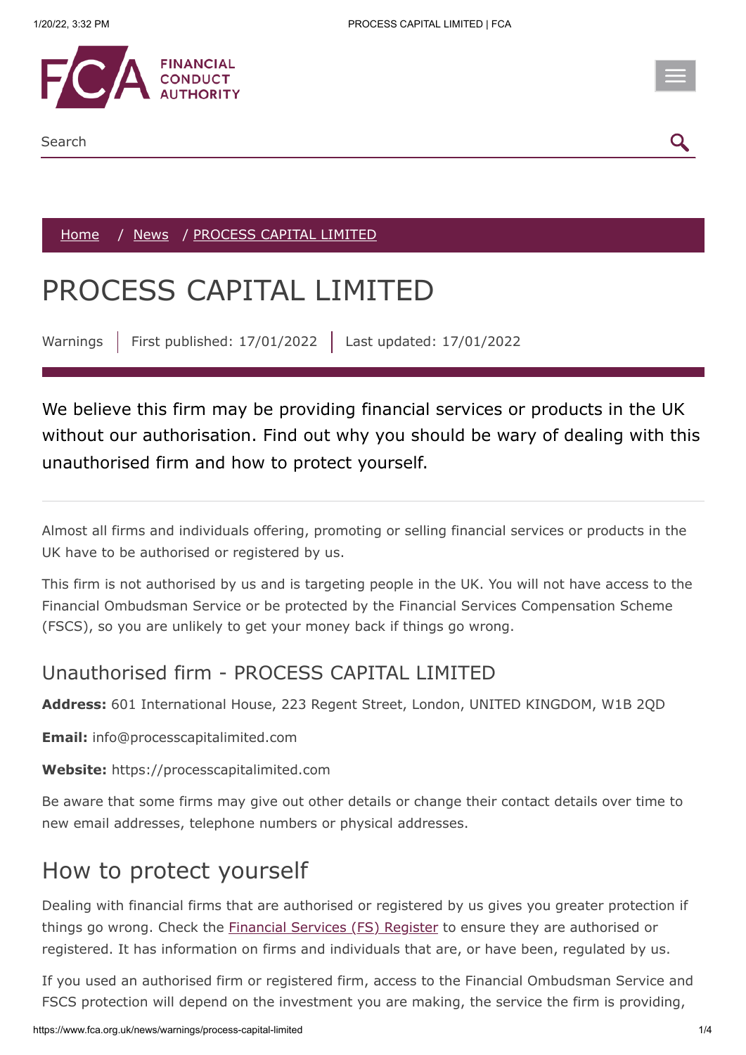Home / News / PROCESS CAPITAL LIMITED

# PROCESS CAPITAL LIMITED

Warnings | First published: 17/01/2022 | Last updated: 17/01/2022

We believe this firm may be providing financial services or products in the UK without our authorisation. Find out why you should be wary of dealing with this unauthorised firm and how to protect yourself.

Almost all firms and individuals offering, promoting or selling financial services or products in the UK have to be authorised or registered by us.

This firm is not authorised by us and is targeting people in the UK. You will not have access to the Financial Ombudsman Service or be protected by the Financial Services Compensation Scheme (FSCS), so you are unlikely to get your money back if things go wrong.

## Unauthorised firm - PROCESS CAPITAL LIMITED

**Address:** 601 International House, 223 Regent Street, London, UNITED KINGDOM, W1B 2QD

**Email:** info@processcapitalimited.com

**Website:** https://processcapitalimited.com

Be aware that some firms may give out other details or change their contact details over time to new email addresses, telephone numbers or physical addresses.

## How to protect yourself

Dealing with financial firms that are authorised or registered by us gives you greater protection if things go wrong. Check the Financial Services (FS) Register to ensure they are authorised or registered. It has information on firms and individuals that are, or have been, regulated by us.

If you used an authorised firm or registered firm, access to the Financial Ombudsman Service and FSCS protection will depend on the investment you are making, the service the firm is providing,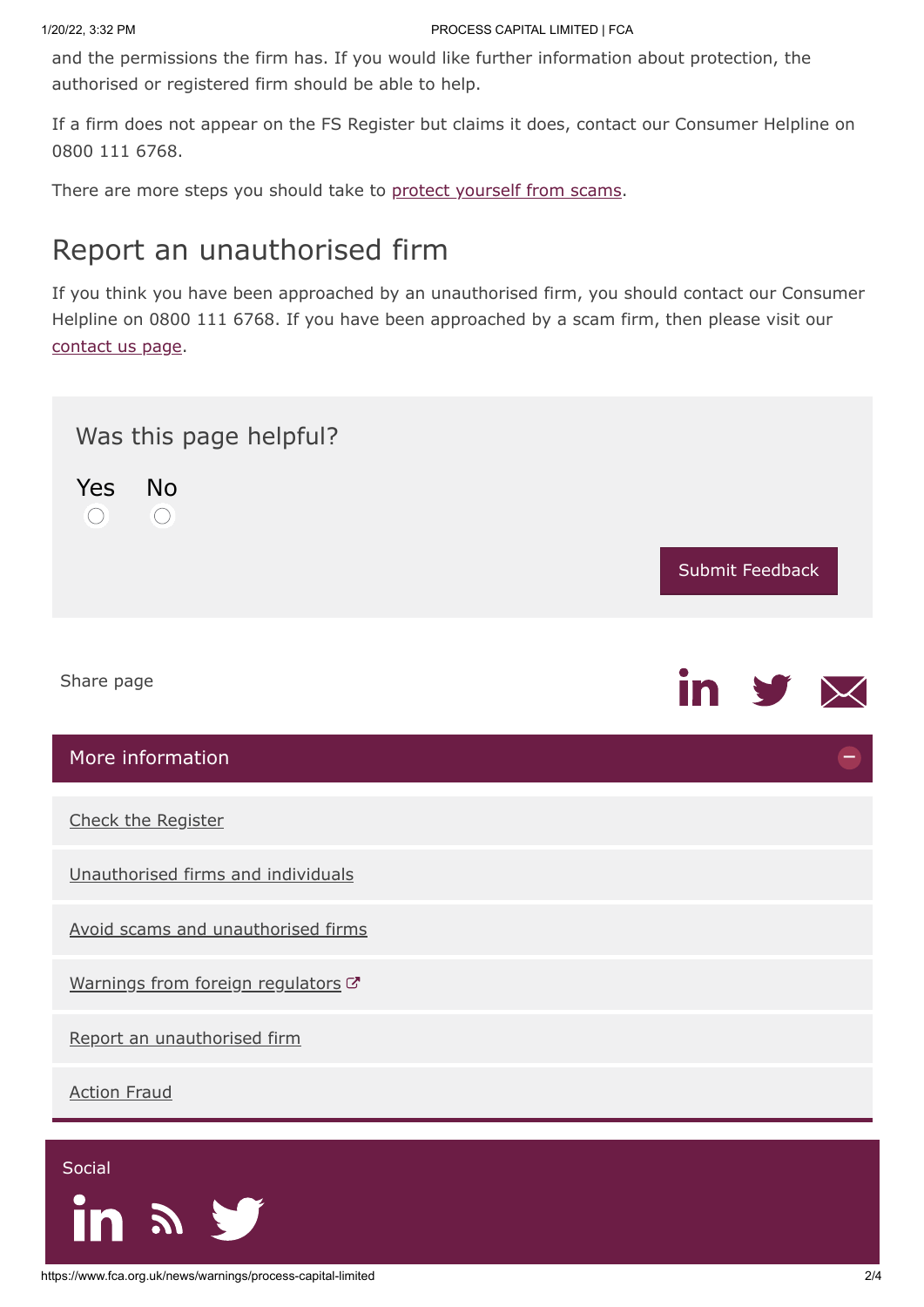and the permissions the firm has. If you would like further information about protection, the authorised or registered firm should be able to help.

If a firm does not appear on the FS Register but claims it does, contact our Consumer Helpline on 0800 111 6768.

There are more steps you should take to protect yourself from scams.

## Report an unauthorised firm

If you think you have been approached by an unauthorised firm, you should contact our Consumer Helpline on 0800 111 6768. If you have been approached by a scam firm, then please visit our contact us page.

Was this page helpful?

Yes No

Submit Feedback

Share page

More information

- Check the Register
- Unauthorised firms and individuals
- Avoid scams and unauthorised firms
- Warnings from foreign regulators
- Report an unauthorised firm
- Action Fraud

Social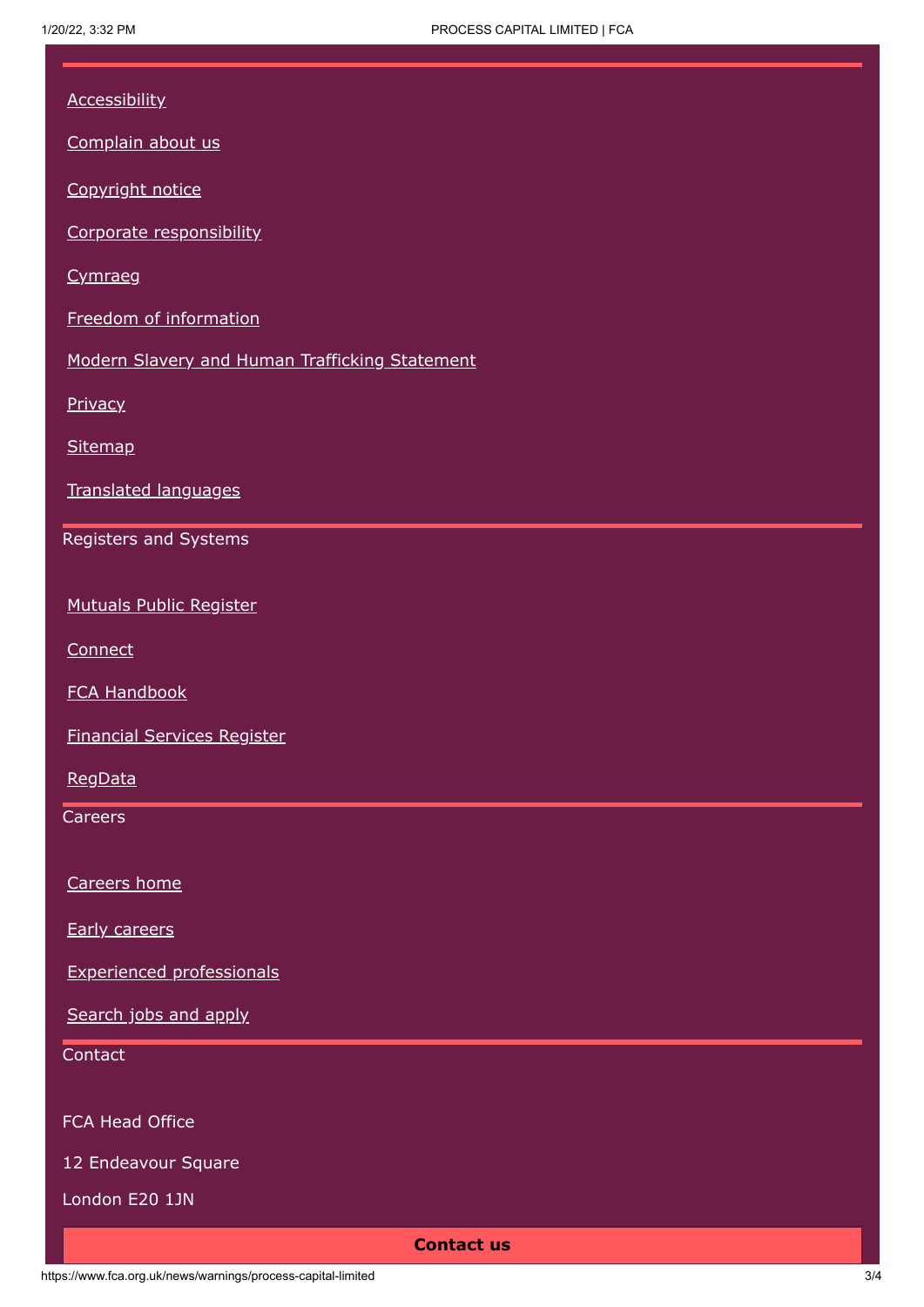- Accessibility
- Complain about us
- Copyright notice
- Corporate responsibility
- Cymraeg
- Freedom of information
- Modern Slavery and Human Trafficking Statement
- Privacy
- Sitemap
- Translated languages

Registers and Systems

- Mutuals Public Register
- Connect
- FCA Handbook
- Financial Services Register
- RegData

Careers

- Careers home
- Early careers
- Experienced professionals
- Search jobs and apply

Contact

FCA Head Office

12 Endeavour Square

London E20 1JN

**Contact us**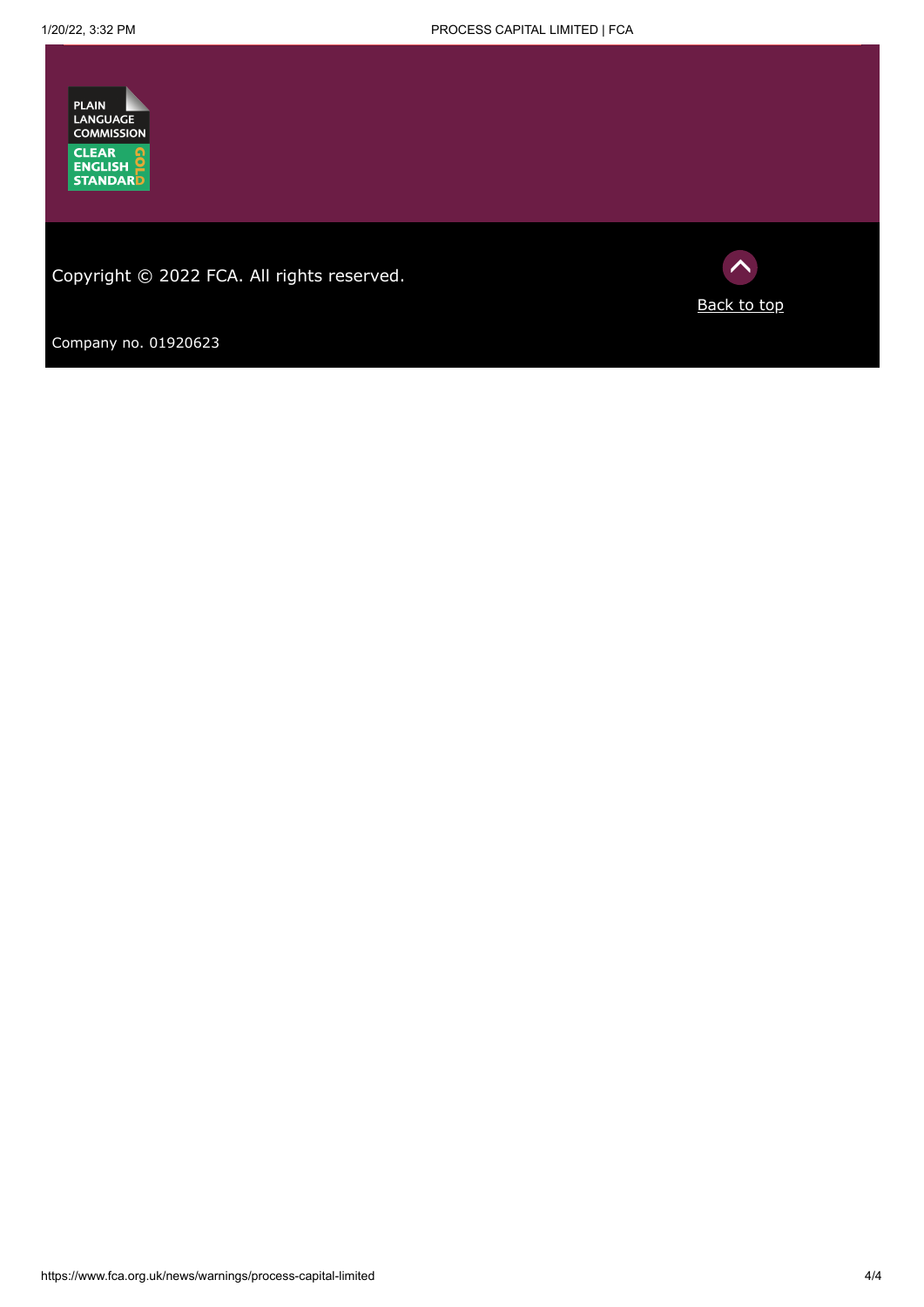PLAIN LANGUAGE COMMISSION CLEAR ENGLISH STANDARD GOLD

Copyright © 2022 FCA. All rights reserved.

Back to top

Company no. 01920623